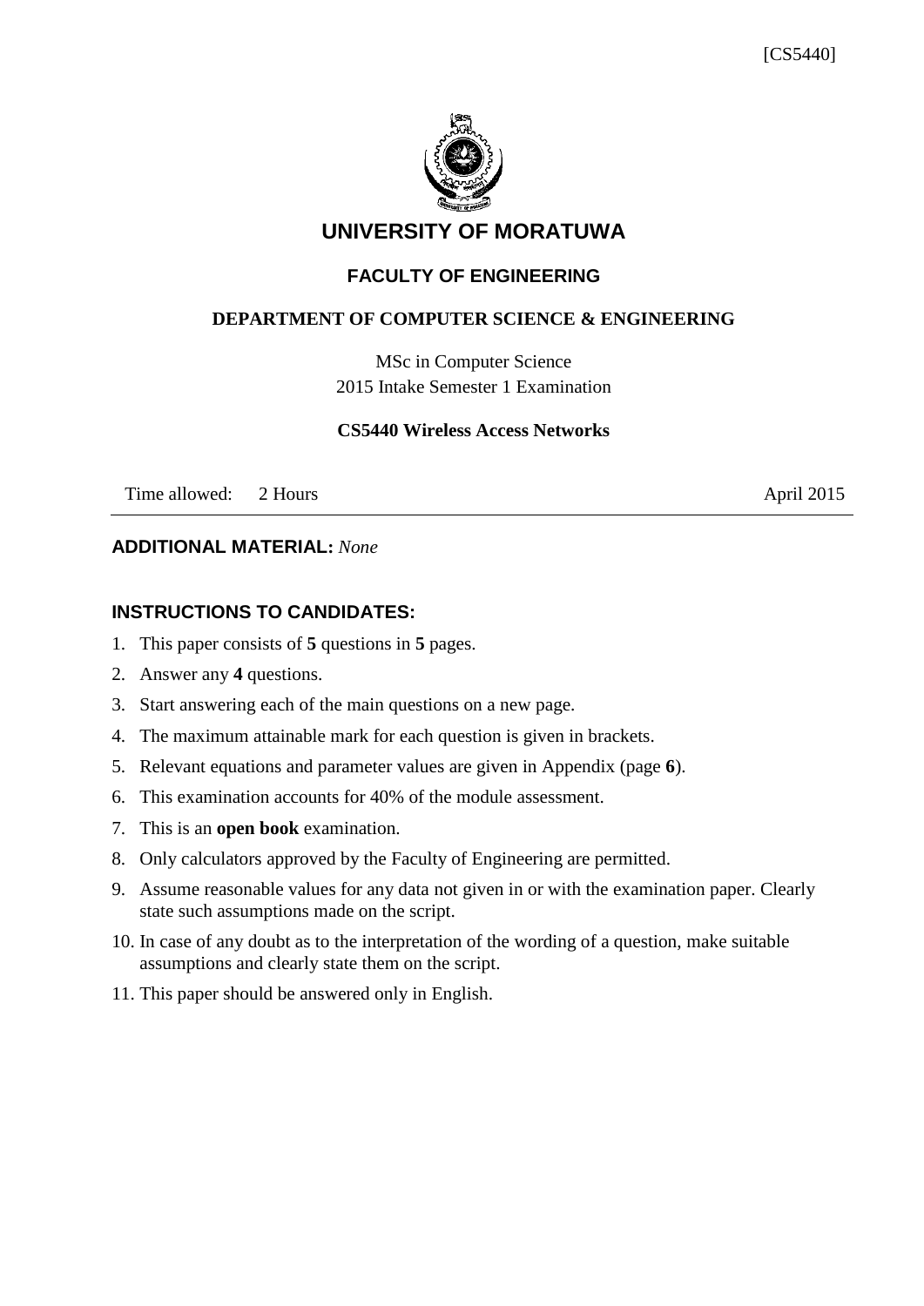# UNIVERSITY OF MORATUWA

## FACULTY OF ENGINEERING

### DEPARTMENT OF COMPUTER SCIENCE & ENGINEERING

MSc in Computer Science
2015 Intake Semester 1 Examination

**CS5440 Wireless Access Networks**

Time allowed: 2 Hours April 2015

---

**ADDITIONAL MATERIAL:** *None*

**INSTRUCTIONS TO CANDIDATES:**

1. This paper consists of **5** questions in **5** pages.
2. Answer any **4** questions.
3. Start answering each of the main questions on a new page.
4. The maximum attainable mark for each question is given in brackets.
5. Relevant equations and parameter values are given in Appendix (page **6**).
6. This examination accounts for 40% of the module assessment.
7. This is an **open book** examination.
8. Only calculators approved by the Faculty of Engineering are permitted.
9. Assume reasonable values for any data not given in or with the examination paper. Clearly state such assumptions made on the script.
10. In case of any doubt as to the interpretation of the wording of a question, make suitable assumptions and clearly state them on the script.
11. This paper should be answered only in English.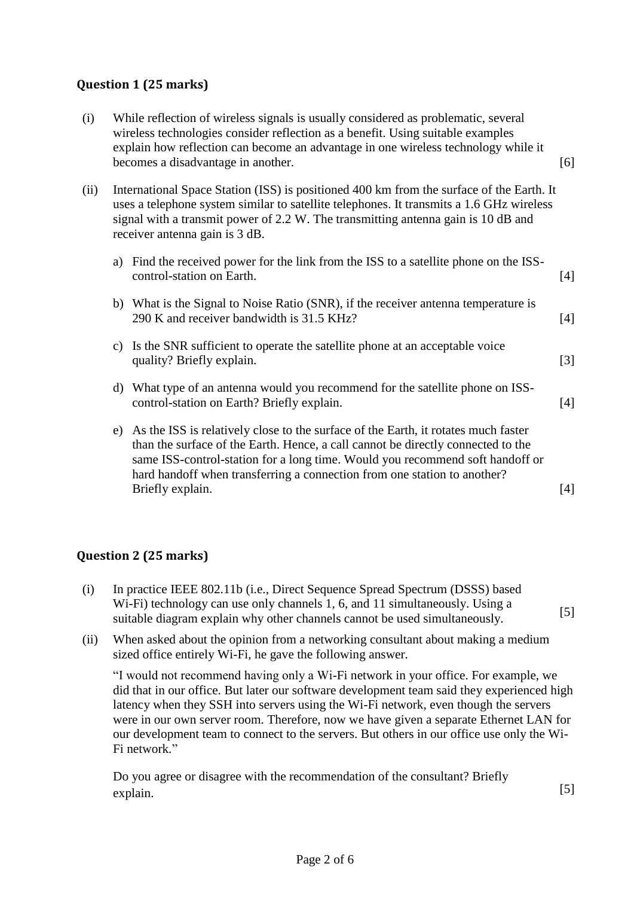### Question 1 (25 marks)

(i) While reflection of wireless signals is usually considered as problematic, several wireless technologies consider reflection as a benefit. Using suitable examples explain how reflection can become an advantage in one wireless technology while it becomes a disadvantage in another. [6]

(ii) International Space Station (ISS) is positioned 400 km from the surface of the Earth. It uses a telephone system similar to satellite telephones. It transmits a 1.6 GHz wireless signal with a transmit power of 2.2 W. The transmitting antenna gain is 10 dB and receiver antenna gain is 3 dB.

a) Find the received power for the link from the ISS to a satellite phone on the ISS-control-station on Earth. [4]

b) What is the Signal to Noise Ratio (SNR), if the receiver antenna temperature is 290 K and receiver bandwidth is 31.5 KHz? [4]

c) Is the SNR sufficient to operate the satellite phone at an acceptable voice quality? Briefly explain. [3]

d) What type of an antenna would you recommend for the satellite phone on ISS-control-station on Earth? Briefly explain. [4]

e) As the ISS is relatively close to the surface of the Earth, it rotates much faster than the surface of the Earth. Hence, a call cannot be directly connected to the same ISS-control-station for a long time. Would you recommend soft handoff or hard handoff when transferring a connection from one station to another? Briefly explain. [4]

### Question 2 (25 marks)

(i) In practice IEEE 802.11b (i.e., Direct Sequence Spread Spectrum (DSSS) based Wi-Fi) technology can use only channels 1, 6, and 11 simultaneously. Using a suitable diagram explain why other channels cannot be used simultaneously. [5]

(ii) When asked about the opinion from a networking consultant about making a medium sized office entirely Wi-Fi, he gave the following answer.

"I would not recommend having only a Wi-Fi network in your office. For example, we did that in our office. But later our software development team said they experienced high latency when they SSH into servers using the Wi-Fi network, even though the servers were in our own server room. Therefore, now we have given a separate Ethernet LAN for our development team to connect to the servers. But others in our office use only the Wi-Fi network."

Do you agree or disagree with the recommendation of the consultant? Briefly explain. [5]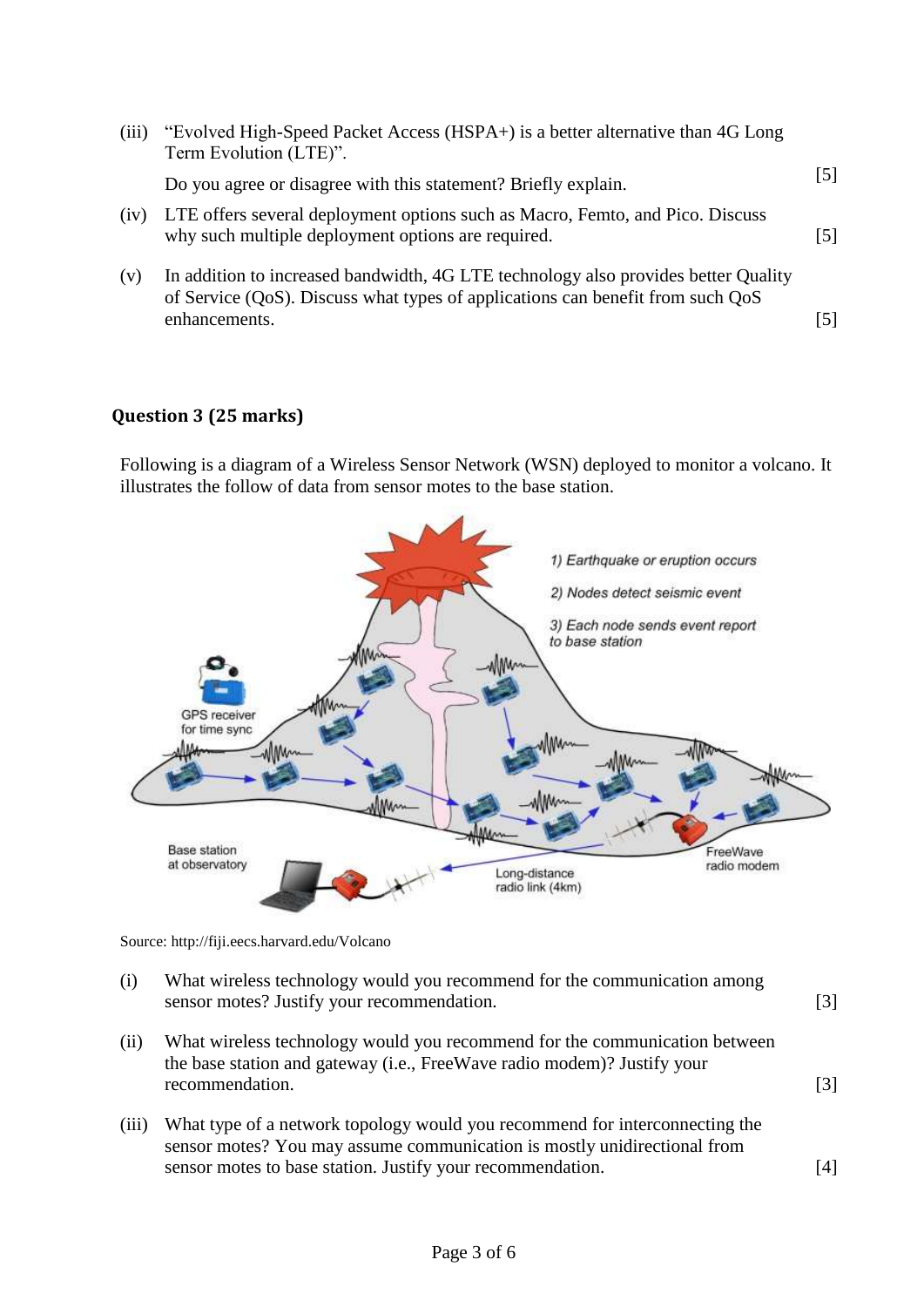(iii) "Evolved High-Speed Packet Access (HSPA+) is a better alternative than 4G Long Term Evolution (LTE)".

Do you agree or disagree with this statement? Briefly explain. [5]

(iv) LTE offers several deployment options such as Macro, Femto, and Pico. Discuss why such multiple deployment options are required. [5]

(v) In addition to increased bandwidth, 4G LTE technology also provides better Quality of Service (QoS). Discuss what types of applications can benefit from such QoS enhancements. [5]

### Question 3 (25 marks)

Following is a diagram of a Wireless Sensor Network (WSN) deployed to monitor a volcano. It illustrates the follow of data from sensor motes to the base station.

Source: http://fiji.eecs.harvard.edu/Volcano

(i) What wireless technology would you recommend for the communication among sensor motes? Justify your recommendation. [3]

(ii) What wireless technology would you recommend for the communication between the base station and gateway (i.e., FreeWave radio modem)? Justify your recommendation. [3]

(iii) What type of a network topology would you recommend for interconnecting the sensor motes? You may assume communication is mostly unidirectional from sensor motes to base station. Justify your recommendation. [4]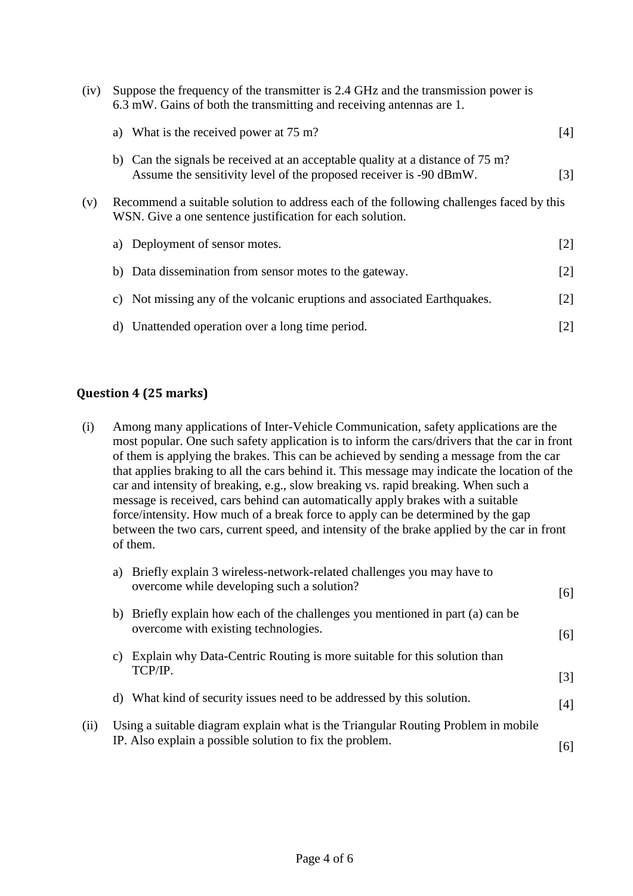(iv) Suppose the frequency of the transmitter is 2.4 GHz and the transmission power is 6.3 mW. Gains of both the transmitting and receiving antennas are 1.

a) What is the received power at 75 m? [4]

b) Can the signals be received at an acceptable quality at a distance of 75 m? Assume the sensitivity level of the proposed receiver is -90 dBmW. [3]

(v) Recommend a suitable solution to address each of the following challenges faced by this WSN. Give a one sentence justification for each solution.

a) Deployment of sensor motes. [2]

b) Data dissemination from sensor motes to the gateway. [2]

c) Not missing any of the volcanic eruptions and associated Earthquakes. [2]

d) Unattended operation over a long time period. [2]

## Question 4 (25 marks)

(i) Among many applications of Inter-Vehicle Communication, safety applications are the most popular. One such safety application is to inform the cars/drivers that the car in front of them is applying the brakes. This can be achieved by sending a message from the car that applies braking to all the cars behind it. This message may indicate the location of the car and intensity of breaking, e.g., slow breaking vs. rapid breaking. When such a message is received, cars behind can automatically apply brakes with a suitable force/intensity. How much of a break force to apply can be determined by the gap between the two cars, current speed, and intensity of the brake applied by the car in front of them.

a) Briefly explain 3 wireless-network-related challenges you may have to overcome while developing such a solution? [6]

b) Briefly explain how each of the challenges you mentioned in part (a) can be overcome with existing technologies. [6]

c) Explain why Data-Centric Routing is more suitable for this solution than TCP/IP. [3]

d) What kind of security issues need to be addressed by this solution. [4]

(ii) Using a suitable diagram explain what is the Triangular Routing Problem in mobile IP. Also explain a possible solution to fix the problem. [6]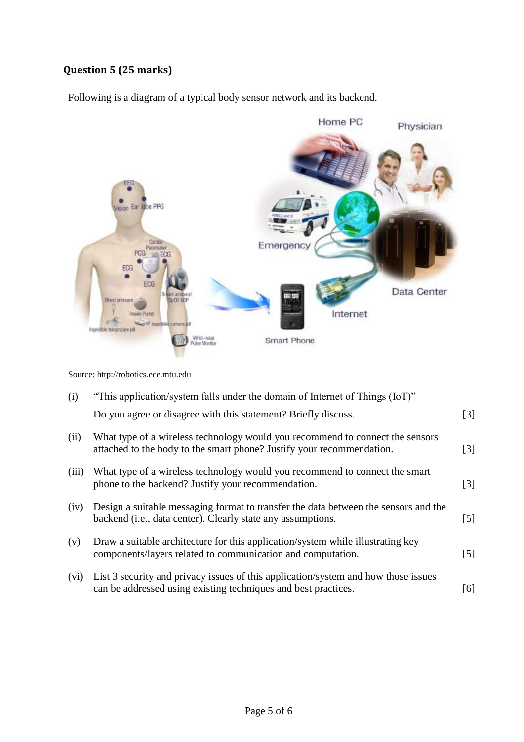**Question 5 (25 marks)**

Following is a diagram of a typical body sensor network and its backend.

Source: http://robotics.ece.mtu.edu

(i) "This application/system falls under the domain of Internet of Things (IoT)"
Do you agree or disagree with this statement? Briefly discuss. [3]

(ii) What type of a wireless technology would you recommend to connect the sensors attached to the body to the smart phone? Justify your recommendation. [3]

(iii) What type of a wireless technology would you recommend to connect the smart phone to the backend? Justify your recommendation. [3]

(iv) Design a suitable messaging format to transfer the data between the sensors and the backend (i.e., data center). Clearly state any assumptions. [5]

(v) Draw a suitable architecture for this application/system while illustrating key components/layers related to communication and computation. [5]

(vi) List 3 security and privacy issues of this application/system and how those issues can be addressed using existing techniques and best practices. [6]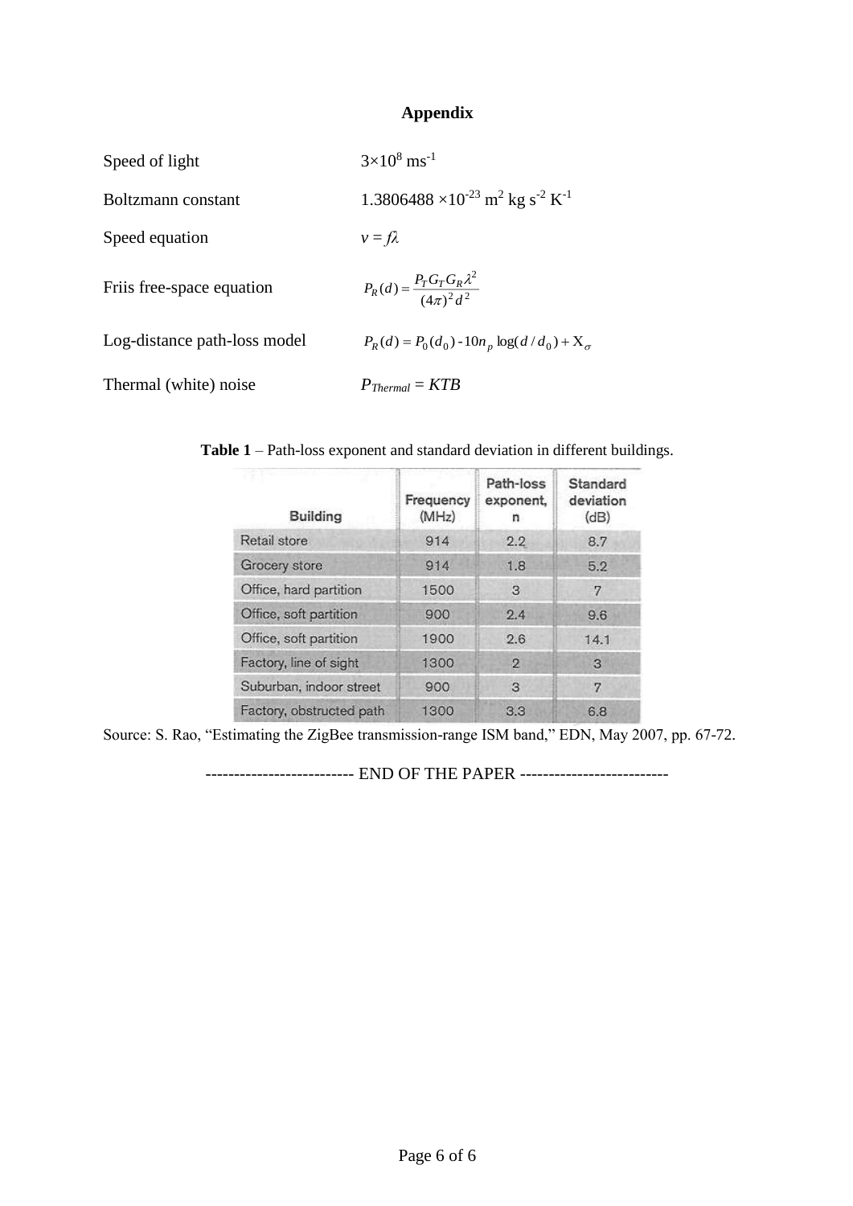## Appendix

| | |
|---|---|
| Speed of light | $3\times10^{8}$ ms$^{-1}$ |
| Boltzmann constant | $1.3806488\times10^{-23}$ m$^{2}$ kg s$^{-2}$ K$^{-1}$ |
| Speed equation | $v = f\lambda$ |
| Friis free-space equation | $P_R(d) = \frac{P_T G_T G_R \lambda^2}{(4\pi)^2 d^2}$ |
| Log-distance path-loss model | $P_R(d) = P_0(d_0) - 10n_p \log(d/d_0) + X_\sigma$ |
| Thermal (white) noise | $P_{Thermal} = KTB$ |

**Table 1** – Path-loss exponent and standard deviation in different buildings.

| Building | Frequency (MHz) | Path-loss exponent, n | Standard deviation (dB) |
|---|---|---|---|
| Retail store | 914 | 2.2 | 8.7 |
| Grocery store | 914 | 1.8 | 5.2 |
| Office, hard partition | 1500 | 3 | 7 |
| Office, soft partition | 900 | 2.4 | 9.6 |
| Office, soft partition | 1900 | 2.6 | 14.1 |
| Factory, line of sight | 1300 | 2 | 3 |
| Suburban, indoor street | 900 | 3 | 7 |
| Factory, obstructed path | 1300 | 3.3 | 6.8 |

Source: S. Rao, "Estimating the ZigBee transmission-range ISM band," EDN, May 2007, pp. 67-72.

------------------------- END OF THE PAPER -------------------------